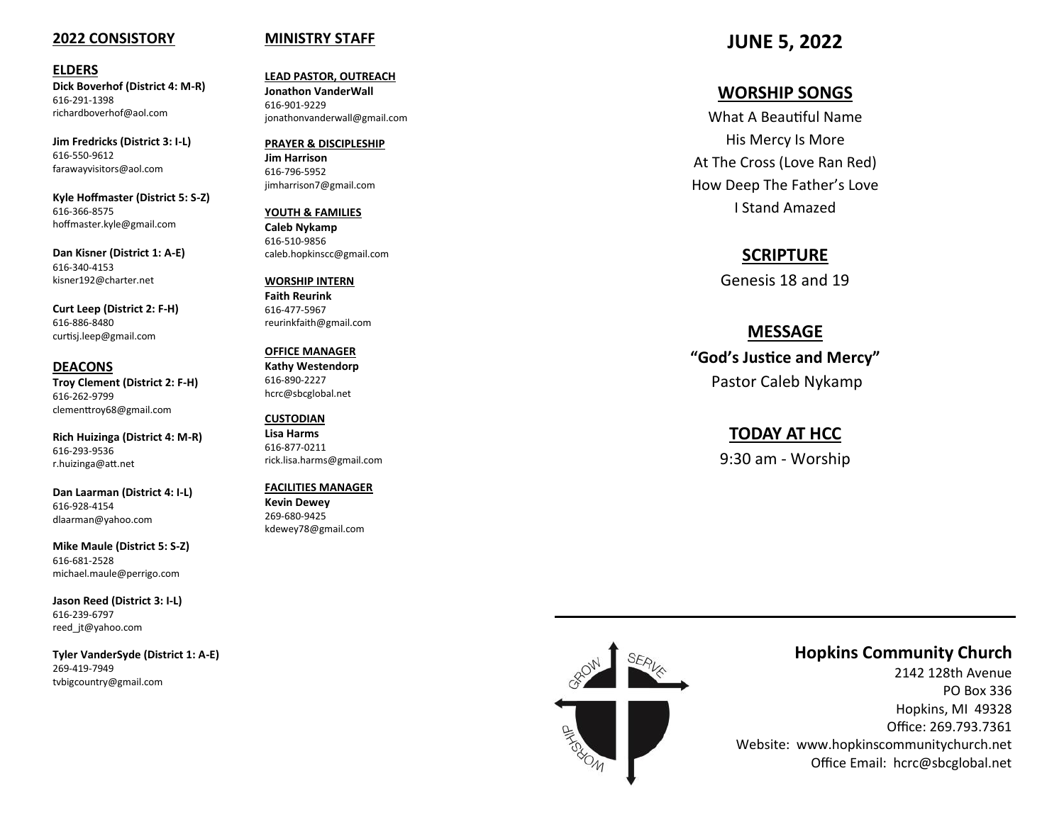## 2022 CONSISTORY

### ELDERS

**Dick Boverhof (District 4: M-R)**
616-291-1398
richardboverhof@aol.com

**Jim Fredricks (District 3: I-L)**
616-550-9612
farawayvisitors@aol.com

**Kyle Hoffmaster (District 5: S-Z)**
616-366-8575
hoffmaster.kyle@gmail.com

**Dan Kisner (District 1: A-E)**
616-340-4153
kisner192@charter.net

**Curt Leep (District 2: F-H)**
616-886-8480
curtisj.leep@gmail.com

### DEACONS

**Troy Clement (District 2: F-H)**
616-262-9799
clementtroy68@gmail.com

**Rich Huizinga (District 4: M-R)**
616-293-9536
r.huizinga@att.net

**Dan Laarman (District 4: I-L)**
616-928-4154
dlaarman@yahoo.com

**Mike Maule (District 5: S-Z)**
616-681-2528
michael.maule@perrigo.com

**Jason Reed (District 3: I-L)**
616-239-6797
reed_jt@yahoo.com

**Tyler VanderSyde (District 1: A-E)**
269-419-7949
tvbigcountry@gmail.com

## MINISTRY STAFF

**LEAD PASTOR, OUTREACH**
**Jonathon VanderWall**
616-901-9229
jonathonvanderwall@gmail.com

**PRAYER & DISCIPLESHIP**
**Jim Harrison**
616-796-5952
jimharrison7@gmail.com

**YOUTH & FAMILIES**
**Caleb Nykamp**
616-510-9856
caleb.hopkinscc@gmail.com

**WORSHIP INTERN**
**Faith Reurink**
616-477-5967
reurinkfaith@gmail.com

**OFFICE MANAGER**
**Kathy Westendorp**
616-890-2227
hcrc@sbcglobal.net

**CUSTODIAN**
**Lisa Harms**
616-877-0211
rick.lisa.harms@gmail.com

**FACILITIES MANAGER**
**Kevin Dewey**
269-680-9425
kdewey78@gmail.com

# JUNE 5, 2022

## WORSHIP SONGS

What A Beautiful Name
His Mercy Is More
At The Cross (Love Ran Red)
How Deep The Father's Love
I Stand Amazed

## SCRIPTURE

Genesis 18 and 19

## MESSAGE

**"God's Justice and Mercy"**
Pastor Caleb Nykamp

## TODAY AT HCC

9:30 am - Worship

GROW SERVE WORSHIP

**Hopkins Community Church**
2142 128th Avenue
PO Box 336
Hopkins, MI 49328
Office: 269.793.7361
Website: www.hopkinscommunitychurch.net
Office Email: hcrc@sbcglobal.net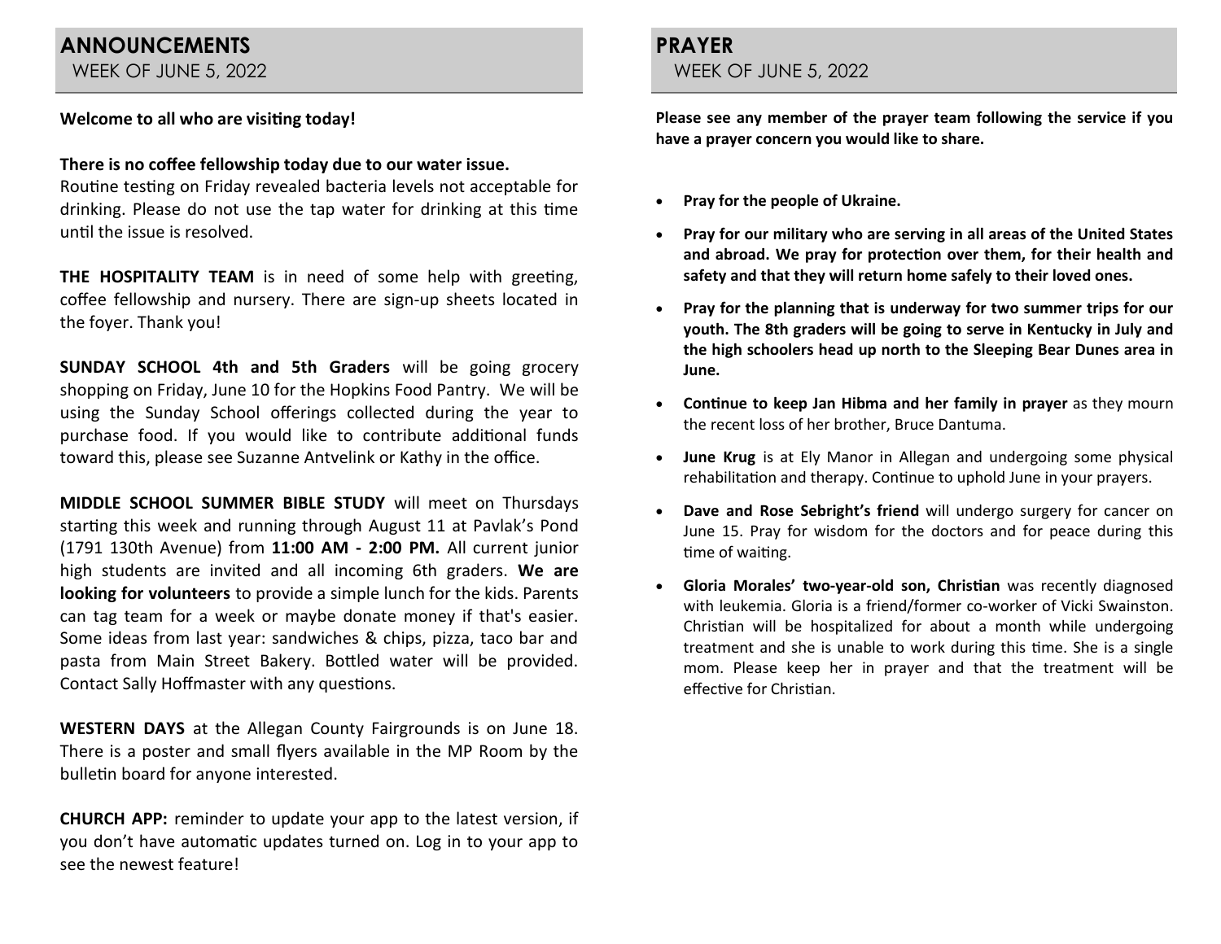## ANNOUNCEMENTS

WEEK OF JUNE 5, 2022

**Welcome to all who are visiting today!**

**There is no coffee fellowship today due to our water issue.**
Routine testing on Friday revealed bacteria levels not acceptable for drinking. Please do not use the tap water for drinking at this time until the issue is resolved.

**THE HOSPITALITY TEAM** is in need of some help with greeting, coffee fellowship and nursery. There are sign-up sheets located in the foyer. Thank you!

**SUNDAY SCHOOL 4th and 5th Graders** will be going grocery shopping on Friday, June 10 for the Hopkins Food Pantry. We will be using the Sunday School offerings collected during the year to purchase food. If you would like to contribute additional funds toward this, please see Suzanne Antvelink or Kathy in the office.

**MIDDLE SCHOOL SUMMER BIBLE STUDY** will meet on Thursdays starting this week and running through August 11 at Pavlak's Pond (1791 130th Avenue) from **11:00 AM - 2:00 PM.** All current junior high students are invited and all incoming 6th graders. **We are looking for volunteers** to provide a simple lunch for the kids. Parents can tag team for a week or maybe donate money if that's easier. Some ideas from last year: sandwiches & chips, pizza, taco bar and pasta from Main Street Bakery. Bottled water will be provided. Contact Sally Hoffmaster with any questions.

**WESTERN DAYS** at the Allegan County Fairgrounds is on June 18. There is a poster and small flyers available in the MP Room by the bulletin board for anyone interested.

**CHURCH APP:** reminder to update your app to the latest version, if you don't have automatic updates turned on. Log in to your app to see the newest feature!

## PRAYER

WEEK OF JUNE 5, 2022

**Please see any member of the prayer team following the service if you have a prayer concern you would like to share.**

- **Pray for the people of Ukraine.**
- **Pray for our military who are serving in all areas of the United States and abroad. We pray for protection over them, for their health and safety and that they will return home safely to their loved ones.**
- **Pray for the planning that is underway for two summer trips for our youth. The 8th graders will be going to serve in Kentucky in July and the high schoolers head up north to the Sleeping Bear Dunes area in June.**
- **Continue to keep Jan Hibma and her family in prayer** as they mourn the recent loss of her brother, Bruce Dantuma.
- **June Krug** is at Ely Manor in Allegan and undergoing some physical rehabilitation and therapy. Continue to uphold June in your prayers.
- **Dave and Rose Sebright's friend** will undergo surgery for cancer on June 15. Pray for wisdom for the doctors and for peace during this time of waiting.
- **Gloria Morales' two-year-old son, Christian** was recently diagnosed with leukemia. Gloria is a friend/former co-worker of Vicki Swainston. Christian will be hospitalized for about a month while undergoing treatment and she is unable to work during this time. She is a single mom. Please keep her in prayer and that the treatment will be effective for Christian.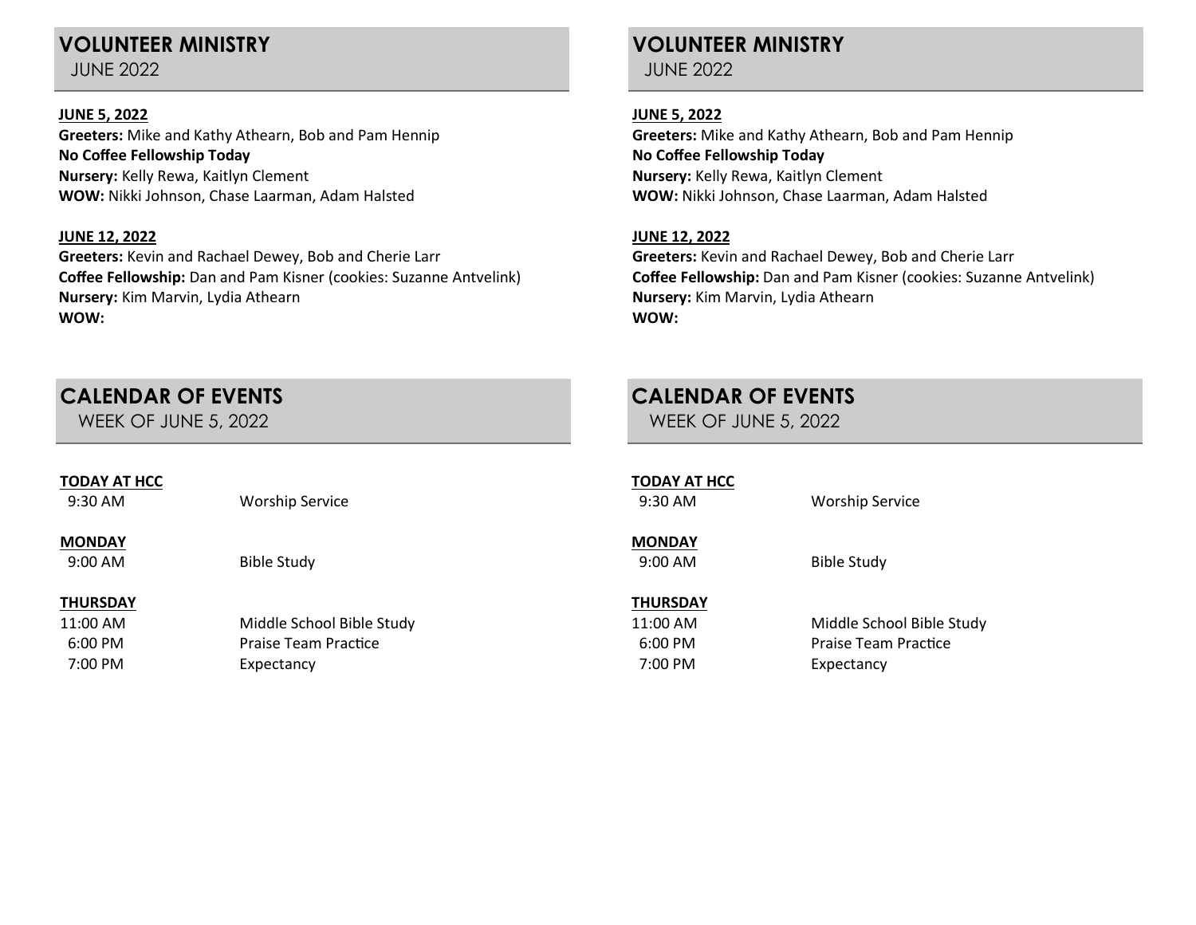## VOLUNTEER MINISTRY
JUNE 2022

**JUNE 5, 2022**
**Greeters:** Mike and Kathy Athearn, Bob and Pam Hennip
**No Coffee Fellowship Today**
**Nursery:** Kelly Rewa, Kaitlyn Clement
**WOW:** Nikki Johnson, Chase Laarman, Adam Halsted

**JUNE 12, 2022**
**Greeters:** Kevin and Rachael Dewey, Bob and Cherie Larr
**Coffee Fellowship:** Dan and Pam Kisner (cookies: Suzanne Antvelink)
**Nursery:** Kim Marvin, Lydia Athearn
**WOW:**

## CALENDAR OF EVENTS
WEEK OF JUNE 5, 2022

**TODAY AT HCC**

| | |
|---|---|
| 9:30 AM | Worship Service |

**MONDAY**

| | |
|---|---|
| 9:00 AM | Bible Study |

**THURSDAY**

| | |
|---|---|
| 11:00 AM | Middle School Bible Study |
| 6:00 PM | Praise Team Practice |
| 7:00 PM | Expectancy |

## VOLUNTEER MINISTRY
JUNE 2022

**JUNE 5, 2022**
**Greeters:** Mike and Kathy Athearn, Bob and Pam Hennip
**No Coffee Fellowship Today**
**Nursery:** Kelly Rewa, Kaitlyn Clement
**WOW:** Nikki Johnson, Chase Laarman, Adam Halsted

**JUNE 12, 2022**
**Greeters:** Kevin and Rachael Dewey, Bob and Cherie Larr
**Coffee Fellowship:** Dan and Pam Kisner (cookies: Suzanne Antvelink)
**Nursery:** Kim Marvin, Lydia Athearn
**WOW:**

## CALENDAR OF EVENTS
WEEK OF JUNE 5, 2022

**TODAY AT HCC**

| | |
|---|---|
| 9:30 AM | Worship Service |

**MONDAY**

| | |
|---|---|
| 9:00 AM | Bible Study |

**THURSDAY**

| | |
|---|---|
| 11:00 AM | Middle School Bible Study |
| 6:00 PM | Praise Team Practice |
| 7:00 PM | Expectancy |